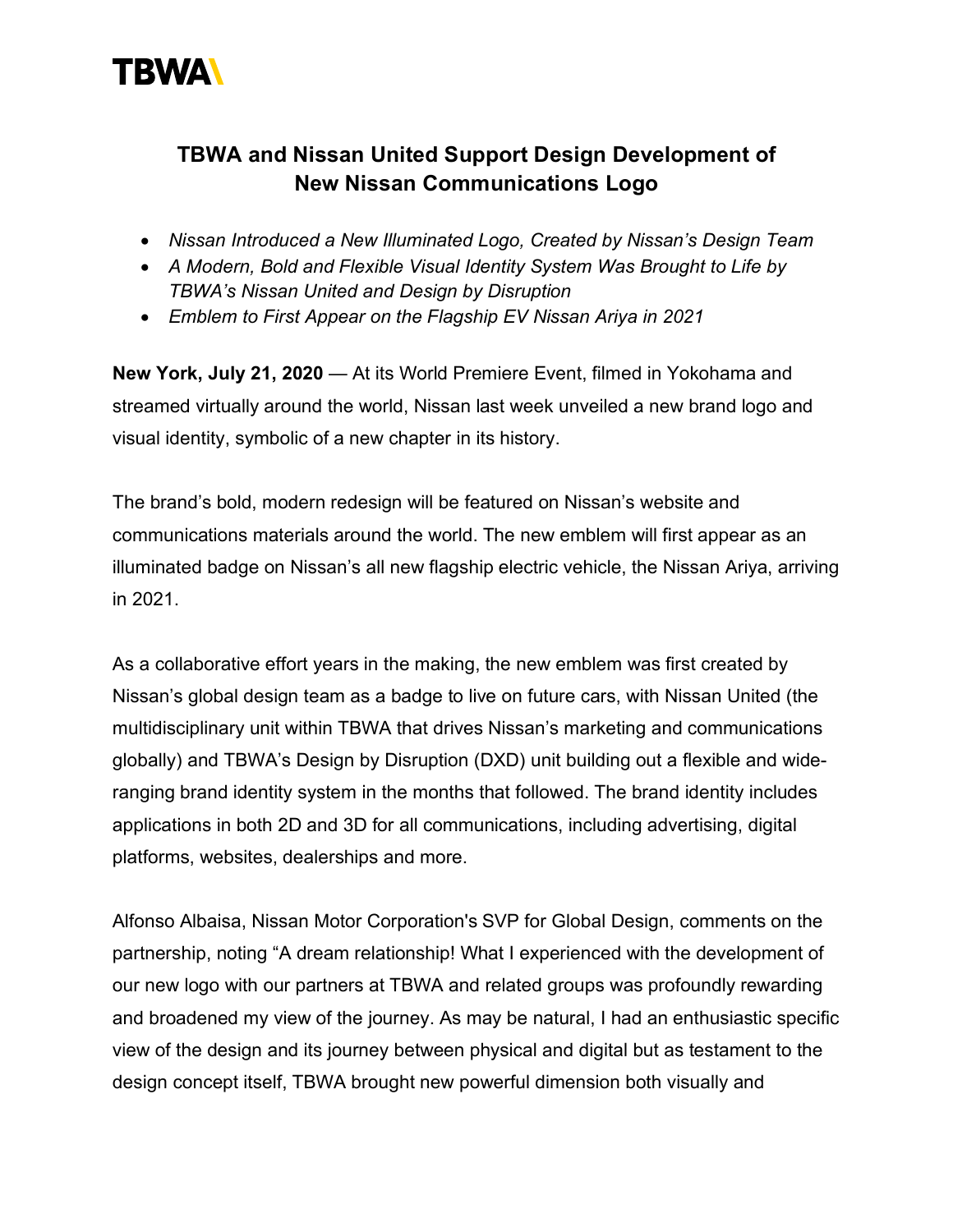TBWA\

# TBWA and Nissan United Support Design Development of New Nissan Communications Logo

- *Nissan Introduced a New Illuminated Logo, Created by Nissan's Design Team*
- *A Modern, Bold and Flexible Visual Identity System Was Brought to Life by TBWA's Nissan United and Design by Disruption*
- *Emblem to First Appear on the Flagship EV Nissan Ariya in 2021*

**New York, July 21, 2020** — At its World Premiere Event, filmed in Yokohama and streamed virtually around the world, Nissan last week unveiled a new brand logo and visual identity, symbolic of a new chapter in its history.

The brand's bold, modern redesign will be featured on Nissan's website and communications materials around the world. The new emblem will first appear as an illuminated badge on Nissan's all new flagship electric vehicle, the Nissan Ariya, arriving in 2021.

As a collaborative effort years in the making, the new emblem was first created by Nissan's global design team as a badge to live on future cars, with Nissan United (the multidisciplinary unit within TBWA that drives Nissan's marketing and communications globally) and TBWA's Design by Disruption (DXD) unit building out a flexible and wide-ranging brand identity system in the months that followed. The brand identity includes applications in both 2D and 3D for all communications, including advertising, digital platforms, websites, dealerships and more.

Alfonso Albaisa, Nissan Motor Corporation's SVP for Global Design, comments on the partnership, noting "A dream relationship! What I experienced with the development of our new logo with our partners at TBWA and related groups was profoundly rewarding and broadened my view of the journey. As may be natural, I had an enthusiastic specific view of the design and its journey between physical and digital but as testament to the design concept itself, TBWA brought new powerful dimension both visually and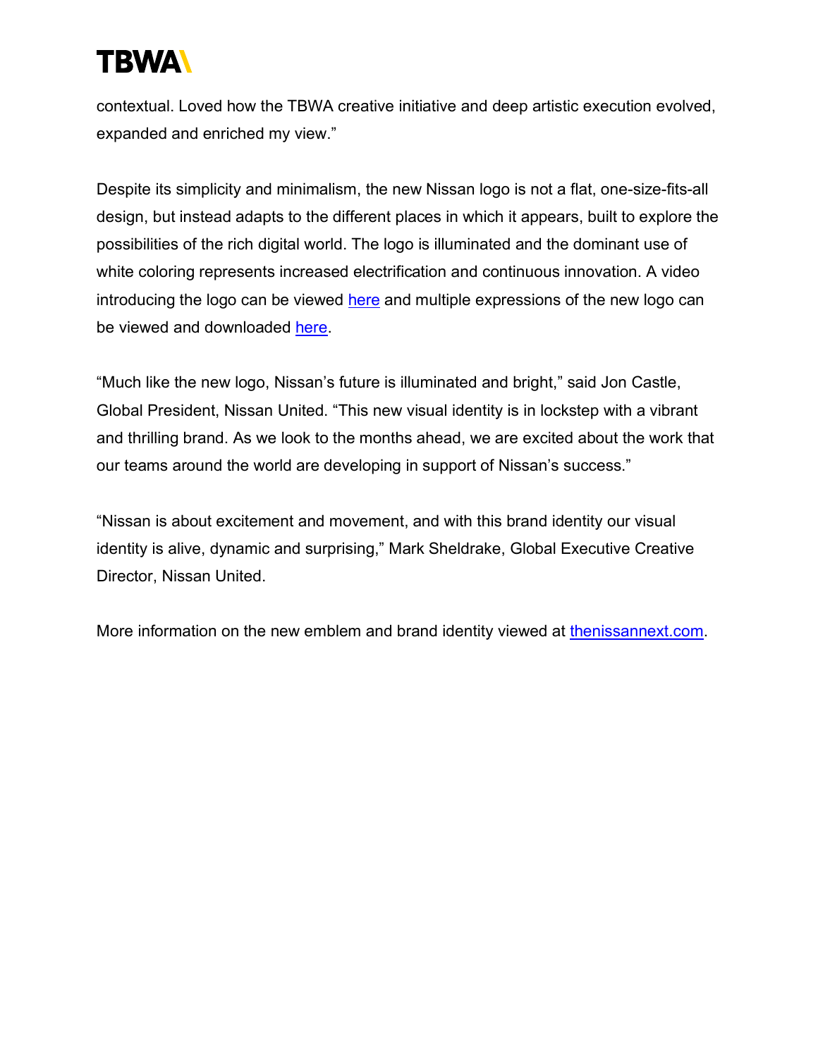contextual. Loved how the TBWA creative initiative and deep artistic execution evolved, expanded and enriched my view."

Despite its simplicity and minimalism, the new Nissan logo is not a flat, one-size-fits-all design, but instead adapts to the different places in which it appears, built to explore the possibilities of the rich digital world. The logo is illuminated and the dominant use of white coloring represents increased electrification and continuous innovation. A video introducing the logo can be viewed here and multiple expressions of the new logo can be viewed and downloaded here.

"Much like the new logo, Nissan's future is illuminated and bright," said Jon Castle, Global President, Nissan United. "This new visual identity is in lockstep with a vibrant and thrilling brand. As we look to the months ahead, we are excited about the work that our teams around the world are developing in support of Nissan's success."

"Nissan is about excitement and movement, and with this brand identity our visual identity is alive, dynamic and surprising," Mark Sheldrake, Global Executive Creative Director, Nissan United.

More information on the new emblem and brand identity viewed at thenissannext.com.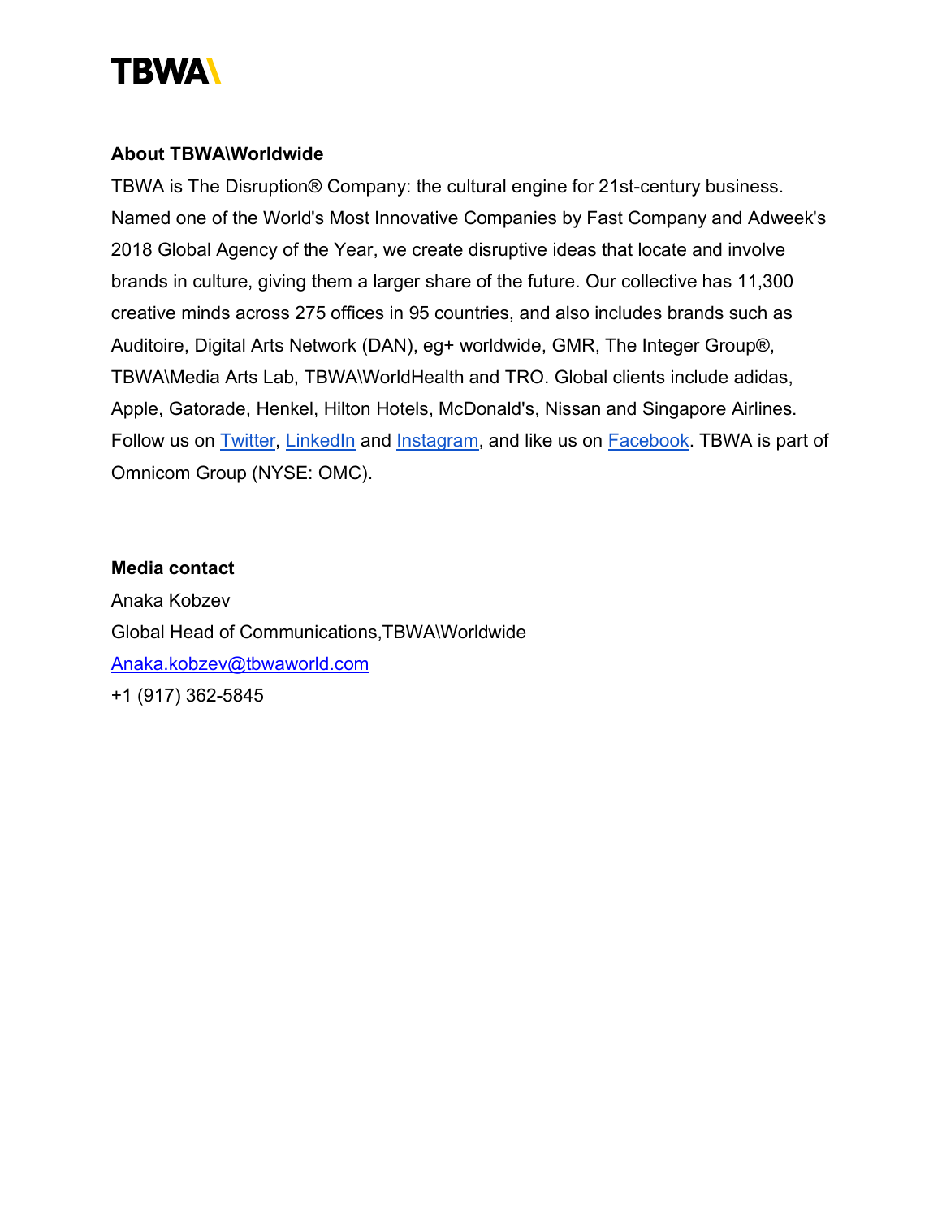TBWA\

**About TBWA\Worldwide**

TBWA is The Disruption® Company: the cultural engine for 21st-century business. Named one of the World's Most Innovative Companies by Fast Company and Adweek's 2018 Global Agency of the Year, we create disruptive ideas that locate and involve brands in culture, giving them a larger share of the future. Our collective has 11,300 creative minds across 275 offices in 95 countries, and also includes brands such as Auditoire, Digital Arts Network (DAN), eg+ worldwide, GMR, The Integer Group®, TBWA\Media Arts Lab, TBWA\WorldHealth and TRO. Global clients include adidas, Apple, Gatorade, Henkel, Hilton Hotels, McDonald's, Nissan and Singapore Airlines. Follow us on Twitter, LinkedIn and Instagram, and like us on Facebook. TBWA is part of Omnicom Group (NYSE: OMC).

**Media contact**

Anaka Kobzev
Global Head of Communications,TBWA\Worldwide
Anaka.kobzev@tbwaworld.com
+1 (917) 362-5845